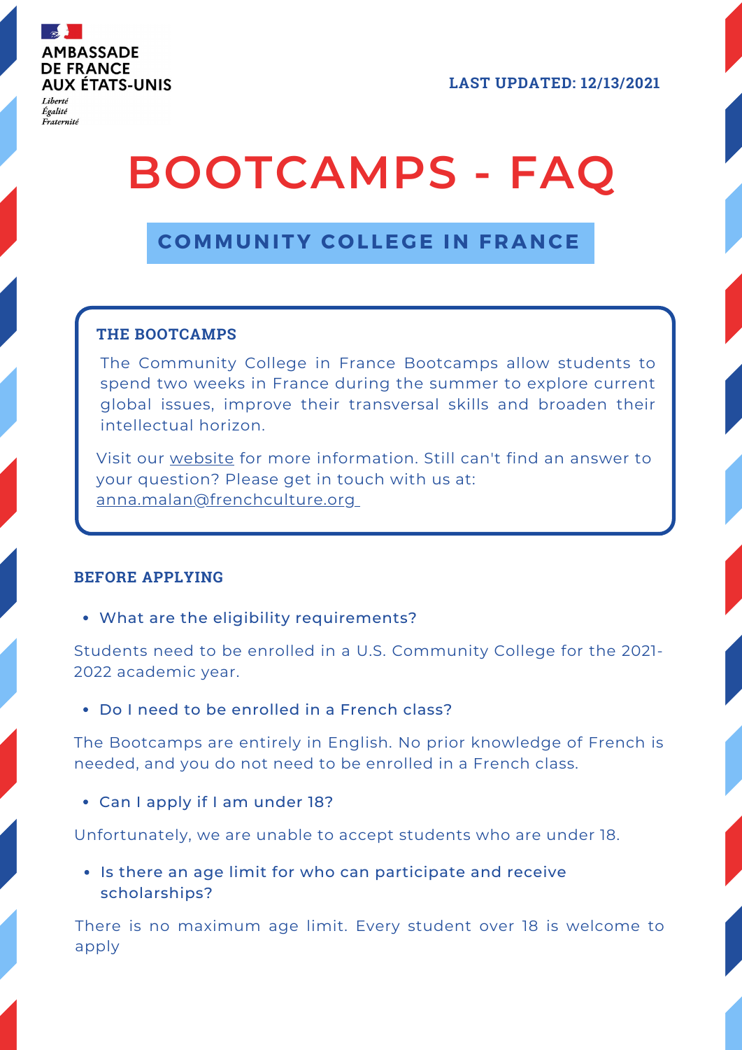AMBASSADE DE FRANCE AUX ÉTATS-UNIS

*Liberté*
*Égalité*
*Fraternité*

**LAST UPDATED: 12/13/2021**

# BOOTCAMPS - FAQ

## COMMUNITY COLLEGE IN FRANCE

### THE BOOTCAMPS

The Community College in France Bootcamps allow students to spend two weeks in France during the summer to explore current global issues, improve their transversal skills and broaden their intellectual horizon.

Visit our website for more information. Still can't find an answer to your question? Please get in touch with us at: anna.malan@frenchculture.org

### BEFORE APPLYING

- What are the eligibility requirements?

Students need to be enrolled in a U.S. Community College for the 2021-2022 academic year.

- Do I need to be enrolled in a French class?

The Bootcamps are entirely in English. No prior knowledge of French is needed, and you do not need to be enrolled in a French class.

- Can I apply if I am under 18?

Unfortunately, we are unable to accept students who are under 18.

- Is there an age limit for who can participate and receive scholarships?

There is no maximum age limit. Every student over 18 is welcome to apply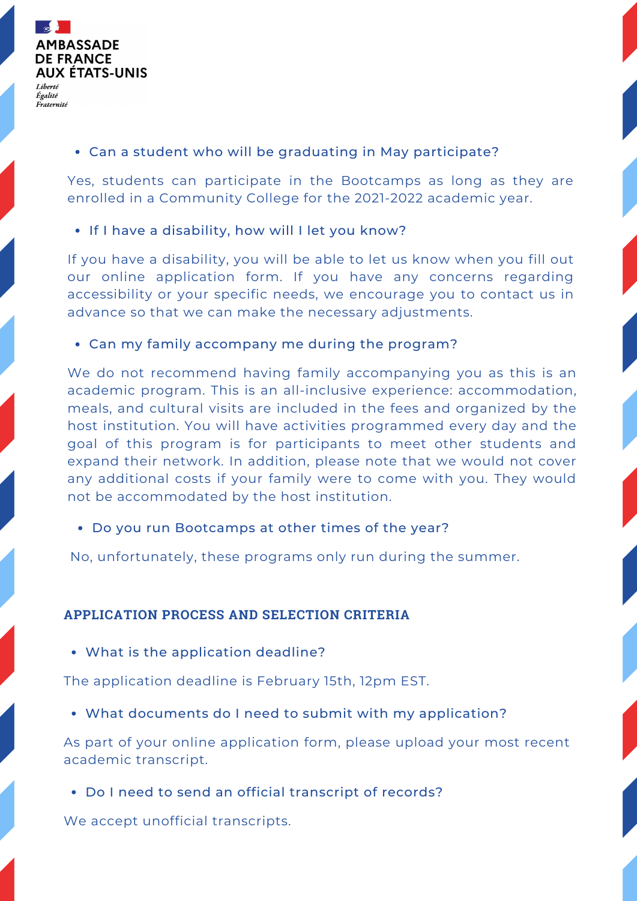- Can a student who will be graduating in May participate?

Yes, students can participate in the Bootcamps as long as they are enrolled in a Community College for the 2021-2022 academic year.

- If I have a disability, how will I let you know?

If you have a disability, you will be able to let us know when you fill out our online application form. If you have any concerns regarding accessibility or your specific needs, we encourage you to contact us in advance so that we can make the necessary adjustments.

- Can my family accompany me during the program?

We do not recommend having family accompanying you as this is an academic program. This is an all-inclusive experience: accommodation, meals, and cultural visits are included in the fees and organized by the host institution. You will have activities programmed every day and the goal of this program is for participants to meet other students and expand their network. In addition, please note that we would not cover any additional costs if your family were to come with you. They would not be accommodated by the host institution.

- Do you run Bootcamps at other times of the year?

No, unfortunately, these programs only run during the summer.

## APPLICATION PROCESS AND SELECTION CRITERIA

- What is the application deadline?

The application deadline is February 15th, 12pm EST.

- What documents do I need to submit with my application?

As part of your online application form, please upload your most recent academic transcript.

- Do I need to send an official transcript of records?

We accept unofficial transcripts.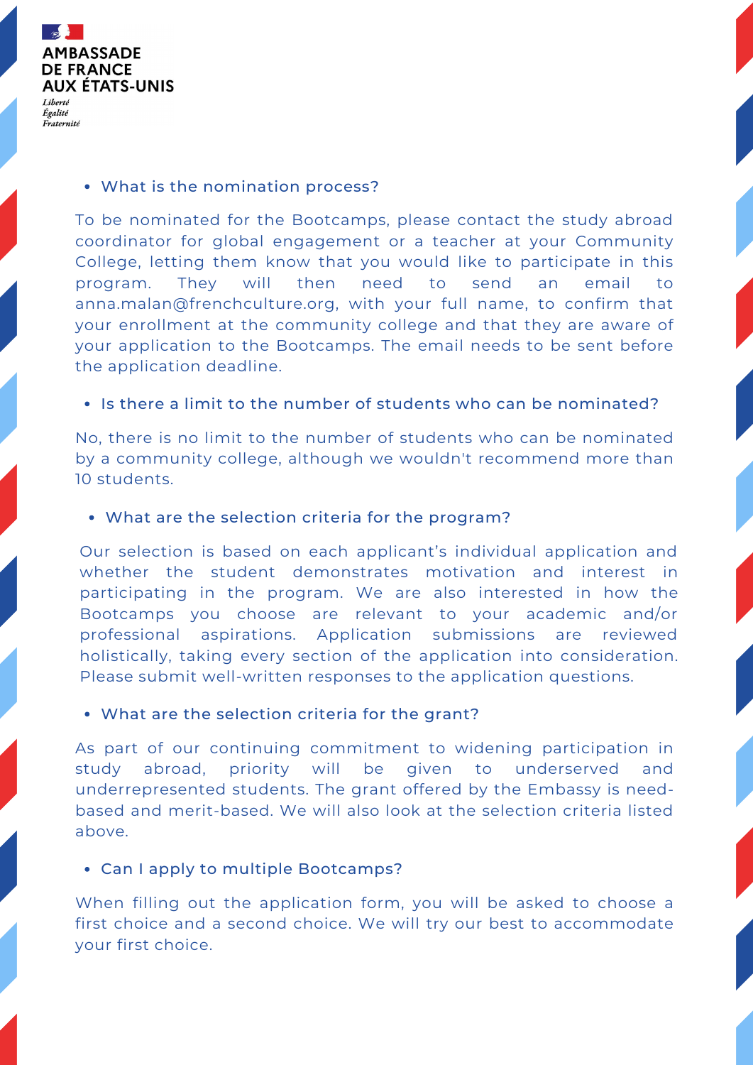**AMBASSADE DE FRANCE AUX ÉTATS-UNIS**

*Liberté*
*Égalité*
*Fraternité*

- **What is the nomination process?**

To be nominated for the Bootcamps, please contact the study abroad coordinator for global engagement or a teacher at your Community College, letting them know that you would like to participate in this program. They will then need to send an email to anna.malan@frenchculture.org, with your full name, to confirm that your enrollment at the community college and that they are aware of your application to the Bootcamps. The email needs to be sent before the application deadline.

- **Is there a limit to the number of students who can be nominated?**

No, there is no limit to the number of students who can be nominated by a community college, although we wouldn't recommend more than 10 students.

- **What are the selection criteria for the program?**

Our selection is based on each applicant's individual application and whether the student demonstrates motivation and interest in participating in the program. We are also interested in how the Bootcamps you choose are relevant to your academic and/or professional aspirations. Application submissions are reviewed holistically, taking every section of the application into consideration. Please submit well-written responses to the application questions.

- **What are the selection criteria for the grant?**

As part of our continuing commitment to widening participation in study abroad, priority will be given to underserved and underrepresented students. The grant offered by the Embassy is need-based and merit-based. We will also look at the selection criteria listed above.

- **Can I apply to multiple Bootcamps?**

When filling out the application form, you will be asked to choose a first choice and a second choice. We will try our best to accommodate your first choice.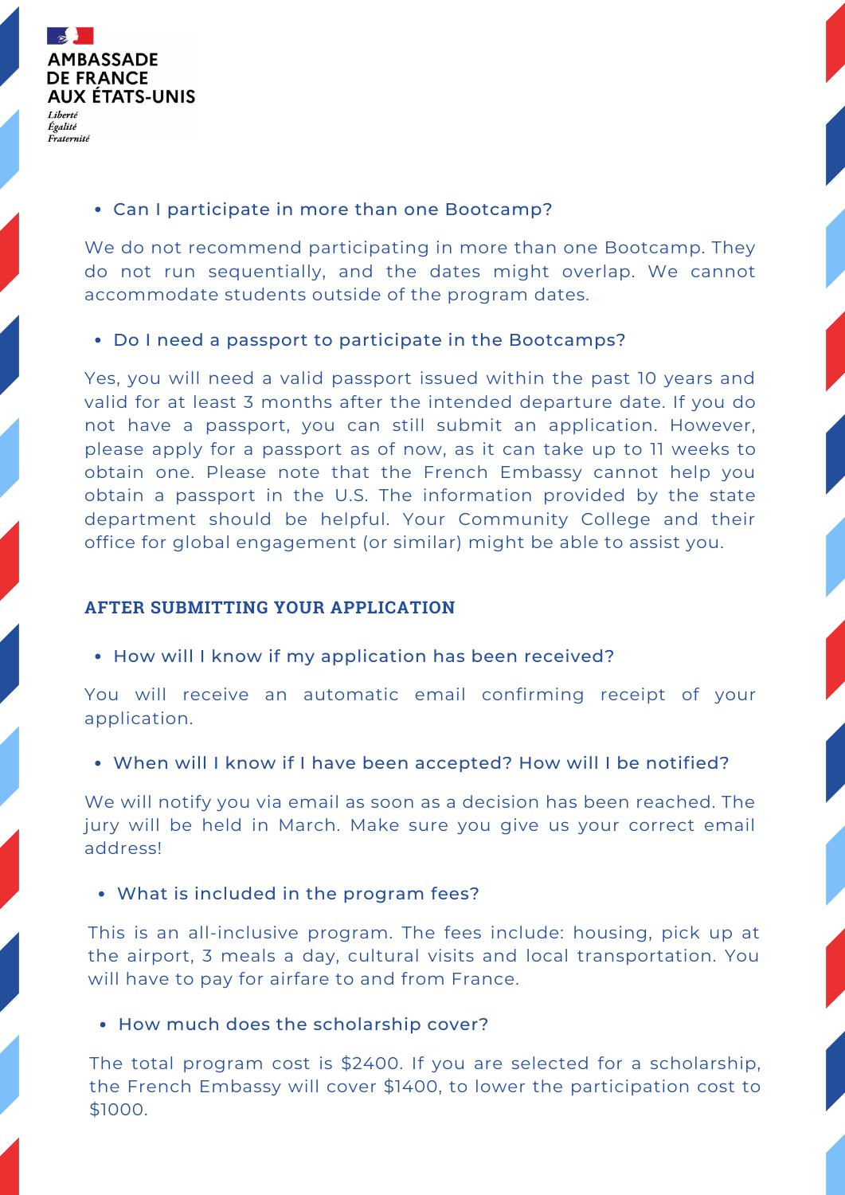AMBASSADE
DE FRANCE
AUX ÉTATS-UNIS

*Liberté*
*Égalité*
*Fraternité*

- **Can I participate in more than one Bootcamp?**

We do not recommend participating in more than one Bootcamp. They do not run sequentially, and the dates might overlap. We cannot accommodate students outside of the program dates.

- **Do I need a passport to participate in the Bootcamps?**

Yes, you will need a valid passport issued within the past 10 years and valid for at least 3 months after the intended departure date. If you do not have a passport, you can still submit an application. However, please apply for a passport as of now, as it can take up to 11 weeks to obtain one. Please note that the French Embassy cannot help you obtain a passport in the U.S. The information provided by the state department should be helpful. Your Community College and their office for global engagement (or similar) might be able to assist you.

## AFTER SUBMITTING YOUR APPLICATION

- **How will I know if my application has been received?**

You will receive an automatic email confirming receipt of your application.

- **When will I know if I have been accepted? How will I be notified?**

We will notify you via email as soon as a decision has been reached. The jury will be held in March. Make sure you give us your correct email address!

- **What is included in the program fees?**

This is an all-inclusive program. The fees include: housing, pick up at the airport, 3 meals a day, cultural visits and local transportation. You will have to pay for airfare to and from France.

- **How much does the scholarship cover?**

The total program cost is $2400. If you are selected for a scholarship, the French Embassy will cover $1400, to lower the participation cost to $1000.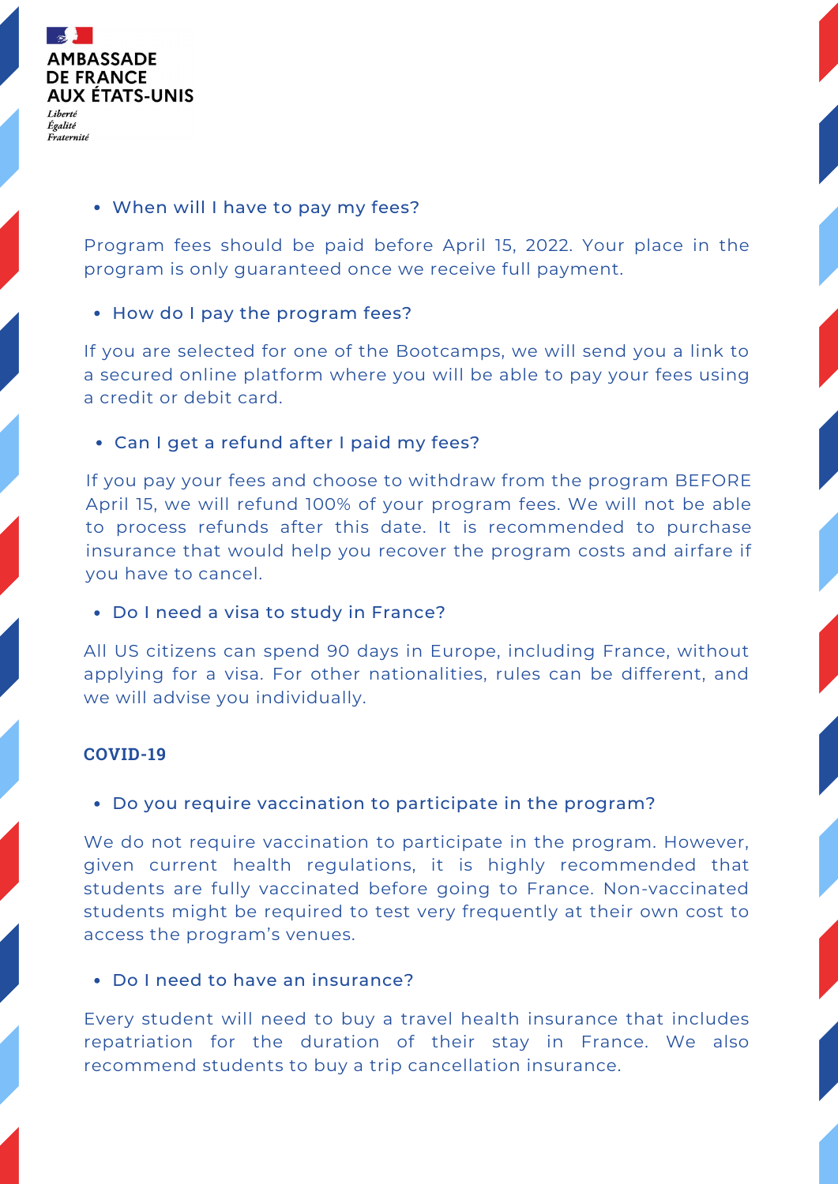- When will I have to pay my fees?

Program fees should be paid before April 15, 2022. Your place in the program is only guaranteed once we receive full payment.

- How do I pay the program fees?

If you are selected for one of the Bootcamps, we will send you a link to a secured online platform where you will be able to pay your fees using a credit or debit card.

- Can I get a refund after I paid my fees?

If you pay your fees and choose to withdraw from the program BEFORE April 15, we will refund 100% of your program fees. We will not be able to process refunds after this date. It is recommended to purchase insurance that would help you recover the program costs and airfare if you have to cancel.

- Do I need a visa to study in France?

All US citizens can spend 90 days in Europe, including France, without applying for a visa. For other nationalities, rules can be different, and we will advise you individually.

**COVID-19**

- Do you require vaccination to participate in the program?

We do not require vaccination to participate in the program. However, given current health regulations, it is highly recommended that students are fully vaccinated before going to France. Non-vaccinated students might be required to test very frequently at their own cost to access the program's venues.

- Do I need to have an insurance?

Every student will need to buy a travel health insurance that includes repatriation for the duration of their stay in France. We also recommend students to buy a trip cancellation insurance.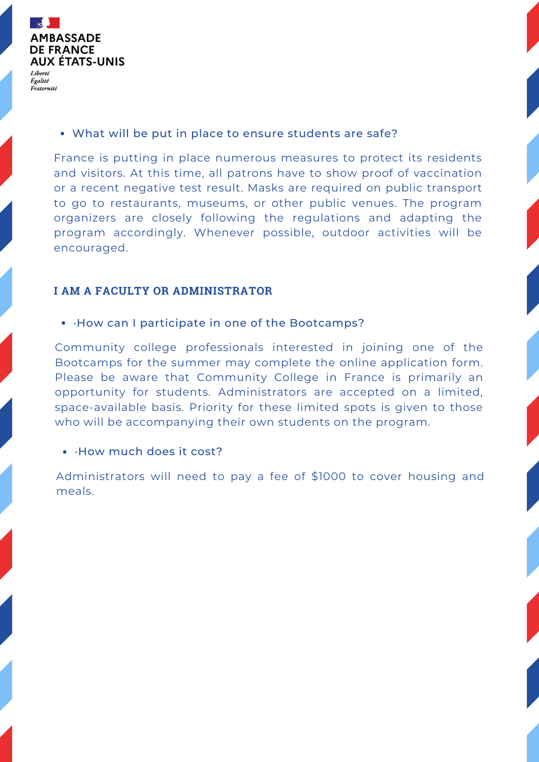- What will be put in place to ensure students are safe?

France is putting in place numerous measures to protect its residents and visitors. At this time, all patrons have to show proof of vaccination or a recent negative test result. Masks are required on public transport to go to restaurants, museums, or other public venues. The program organizers are closely following the regulations and adapting the program accordingly. Whenever possible, outdoor activities will be encouraged.

## I AM A FACULTY OR ADMINISTRATOR

- ·How can I participate in one of the Bootcamps?

Community college professionals interested in joining one of the Bootcamps for the summer may complete the online application form. Please be aware that Community College in France is primarily an opportunity for students. Administrators are accepted on a limited, space-available basis. Priority for these limited spots is given to those who will be accompanying their own students on the program.

- ·How much does it cost?

Administrators will need to pay a fee of $1000 to cover housing and meals.